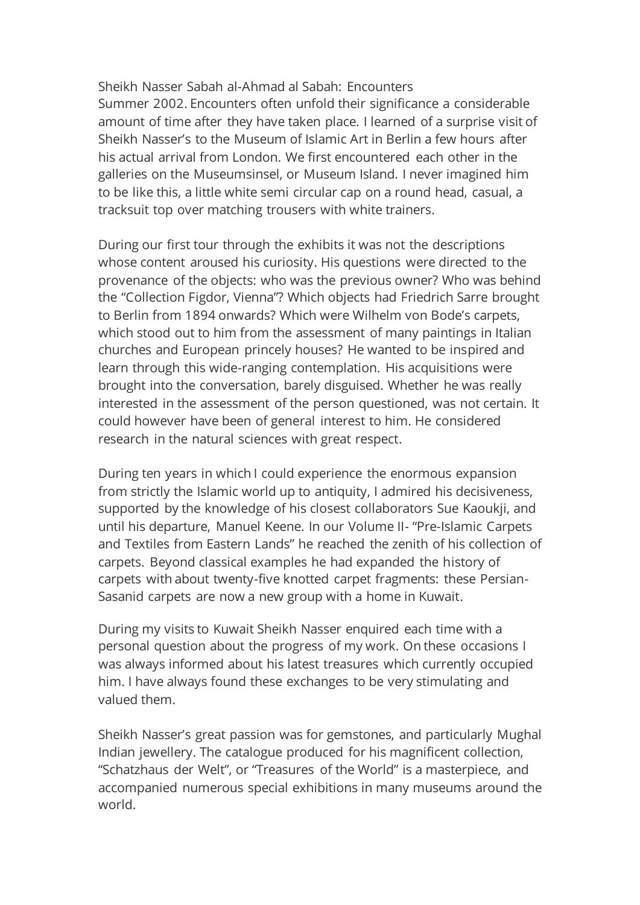Sheikh Nasser Sabah al-Ahmad al Sabah: Encounters

Summer 2002. Encounters often unfold their significance a considerable amount of time after they have taken place. I learned of a surprise visit of Sheikh Nasser's to the Museum of Islamic Art in Berlin a few hours after his actual arrival from London. We first encountered each other in the galleries on the Museumsinsel, or Museum Island. I never imagined him to be like this, a little white semi circular cap on a round head, casual, a tracksuit top over matching trousers with white trainers.

During our first tour through the exhibits it was not the descriptions whose content aroused his curiosity. His questions were directed to the provenance of the objects: who was the previous owner? Who was behind the "Collection Figdor, Vienna"? Which objects had Friedrich Sarre brought to Berlin from 1894 onwards? Which were Wilhelm von Bode's carpets, which stood out to him from the assessment of many paintings in Italian churches and European princely houses? He wanted to be inspired and learn through this wide-ranging contemplation. His acquisitions were brought into the conversation, barely disguised. Whether he was really interested in the assessment of the person questioned, was not certain. It could however have been of general interest to him. He considered research in the natural sciences with great respect.

During ten years in which I could experience the enormous expansion from strictly the Islamic world up to antiquity, I admired his decisiveness, supported by the knowledge of his closest collaborators Sue Kaoukji, and until his departure, Manuel Keene. In our Volume II- "Pre-Islamic Carpets and Textiles from Eastern Lands" he reached the zenith of his collection of carpets. Beyond classical examples he had expanded the history of carpets with about twenty-five knotted carpet fragments: these Persian-Sasanid carpets are now a new group with a home in Kuwait.

During my visits to Kuwait Sheikh Nasser enquired each time with a personal question about the progress of my work. On these occasions I was always informed about his latest treasures which currently occupied him. I have always found these exchanges to be very stimulating and valued them.

Sheikh Nasser's great passion was for gemstones, and particularly Mughal Indian jewellery. The catalogue produced for his magnificent collection, "Schatzhaus der Welt", or "Treasures of the World" is a masterpiece, and accompanied numerous special exhibitions in many museums around the world.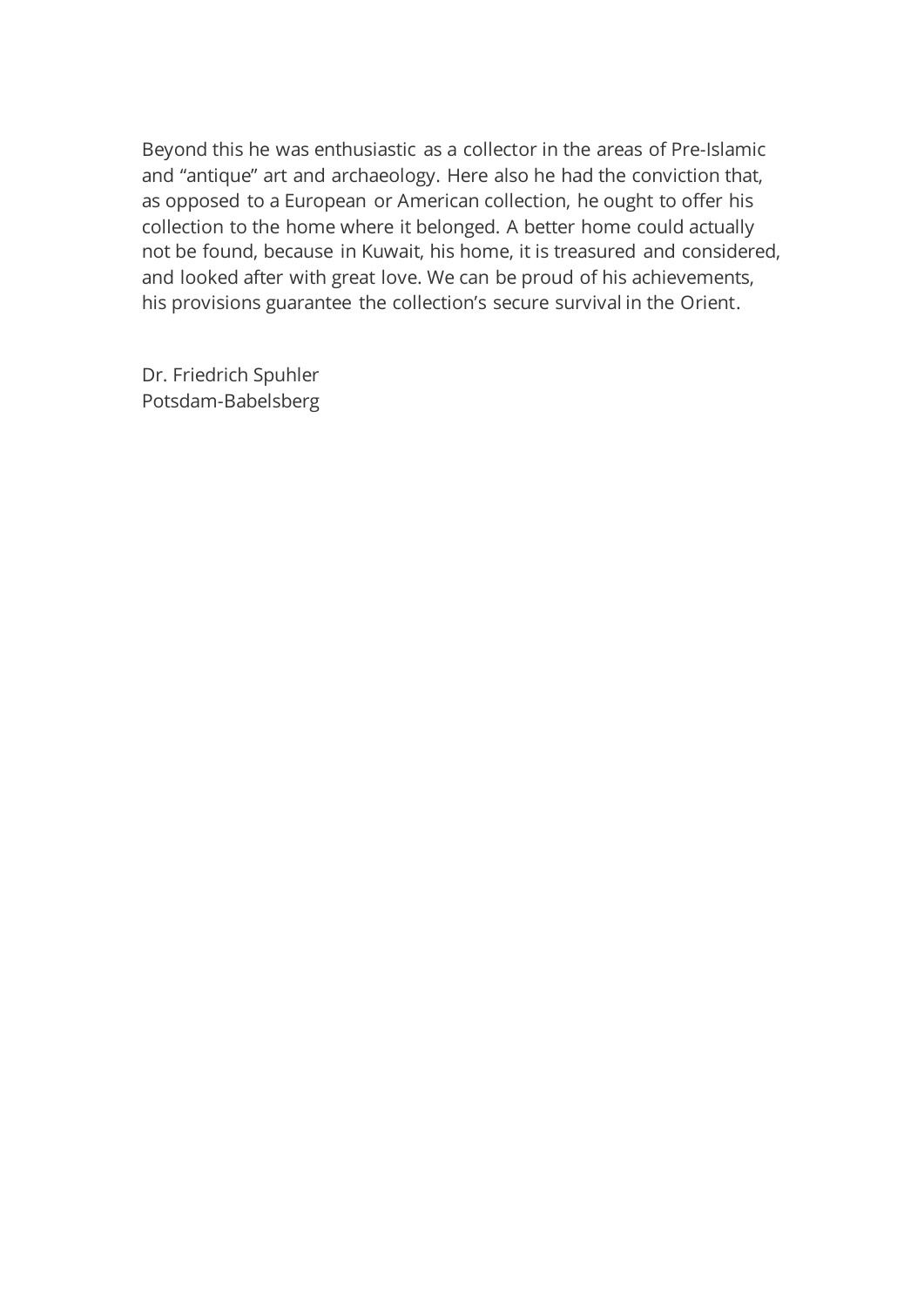Beyond this he was enthusiastic as a collector in the areas of Pre-Islamic and “antique” art and archaeology. Here also he had the conviction that, as opposed to a European or American collection, he ought to offer his collection to the home where it belonged. A better home could actually not be found, because in Kuwait, his home, it is treasured and considered, and looked after with great love. We can be proud of his achievements, his provisions guarantee the collection’s secure survival in the Orient.

Dr. Friedrich Spuhler
Potsdam-Babelsberg